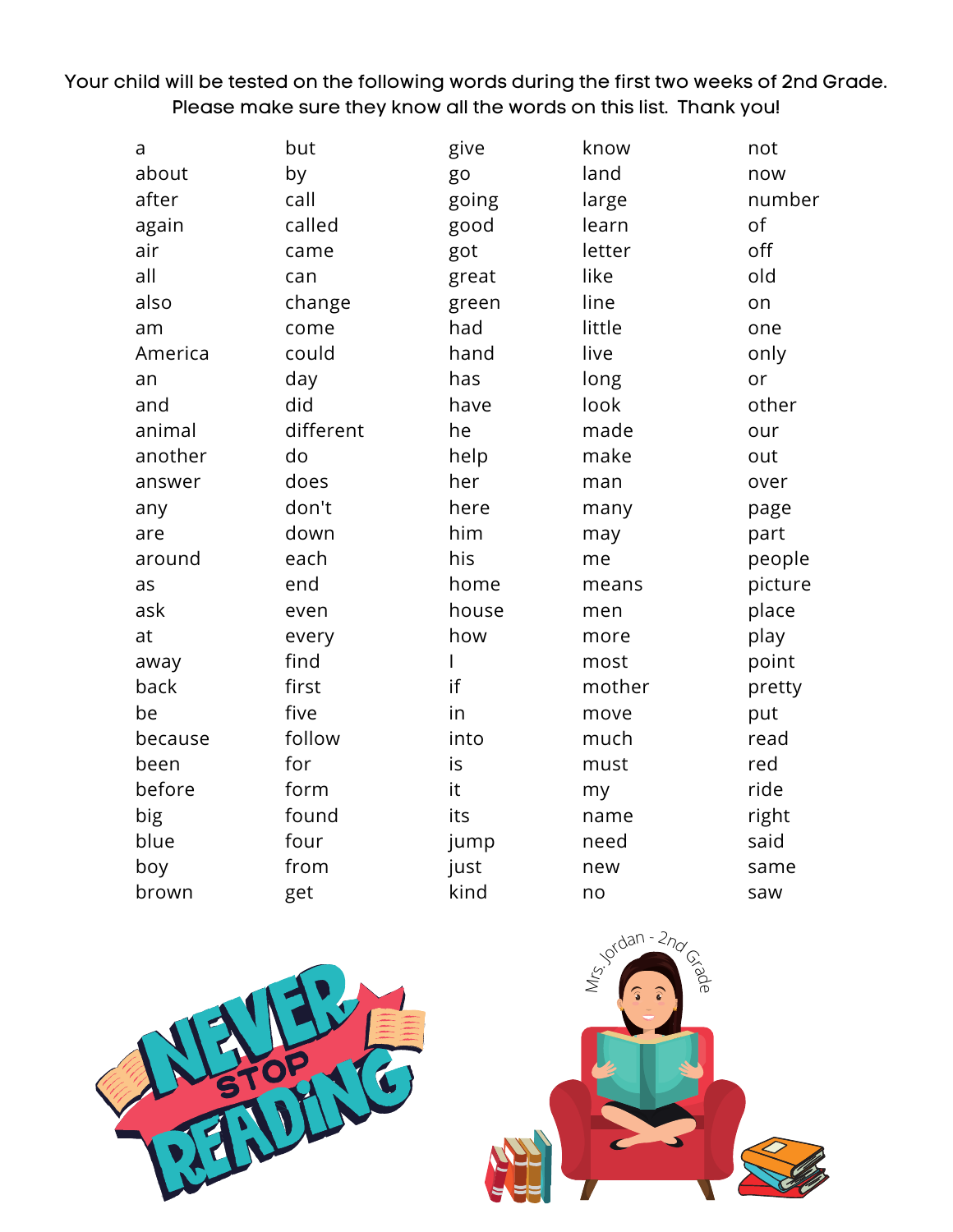Your child will be tested on the following words during the first two weeks of 2nd Grade. Please make sure they know all the words on this list. Thank you!

- a
- about
- after
- again
- air
- all
- also
- am
- America
- an
- and
- animal
- another
- answer
- any
- are
- around
- as
- ask
- at
- away
- back
- be
- because
- been
- before
- big
- blue
- boy
- brown
- but
- by
- call
- called
- came
- can
- change
- come
- could
- day
- did
- different
- do
- does
- don't
- down
- each
- end
- even
- every
- find
- first
- five
- follow
- for
- form
- found
- four
- from
- get
- give
- go
- going
- good
- got
- great
- green
- had
- hand
- has
- have
- he
- help
- her
- here
- him
- his
- home
- house
- how
- I
- if
- in
- into
- is
- it
- its
- jump
- just
- kind
- know
- land
- large
- learn
- letter
- like
- line
- little
- live
- long
- look
- made
- make
- man
- many
- may
- me
- means
- men
- more
- most
- mother
- move
- much
- must
- my
- name
- need
- new
- no
- not
- now
- number
- of
- off
- old
- on
- one
- only
- or
- other
- our
- out
- over
- page
- part
- people
- picture
- place
- play
- point
- pretty
- put
- read
- red
- ride
- right
- said
- same
- saw

NEVER STOP READING

Mrs. Jordan - 2nd Grade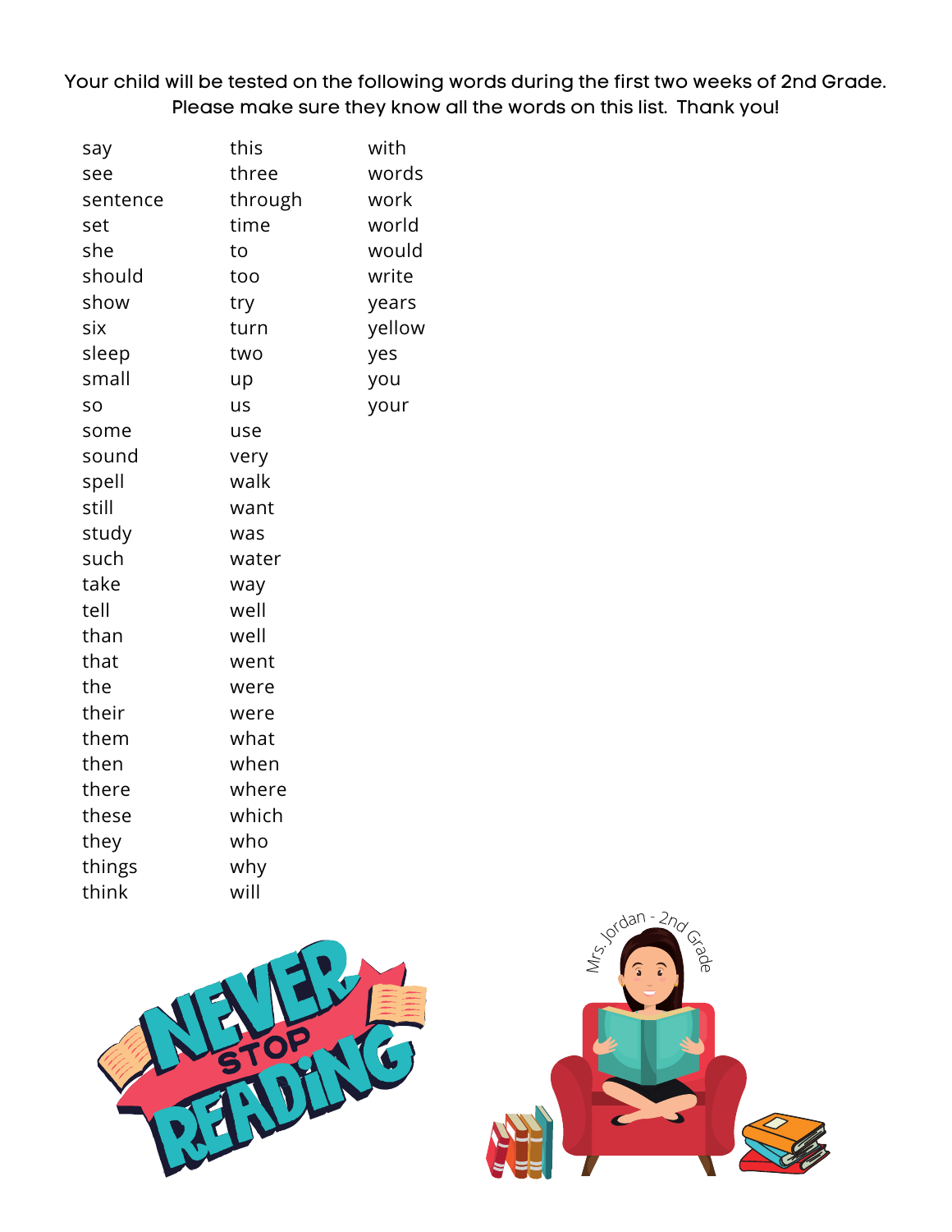Your child will be tested on the following words during the first two weeks of 2nd Grade. Please make sure they know all the words on this list. Thank you!

- say
- see
- sentence
- set
- she
- should
- show
- six
- sleep
- small
- so
- some
- sound
- spell
- still
- study
- such
- take
- tell
- than
- that
- the
- their
- them
- then
- there
- these
- they
- things
- think
- this
- three
- through
- time
- to
- too
- try
- turn
- two
- up
- us
- use
- very
- walk
- want
- was
- water
- way
- well
- well
- went
- were
- were
- what
- when
- where
- which
- who
- why
- will
- with
- words
- work
- world
- would
- write
- years
- yellow
- yes
- you
- your

NEVER STOP READING

Mrs. Jordan - 2nd Grade